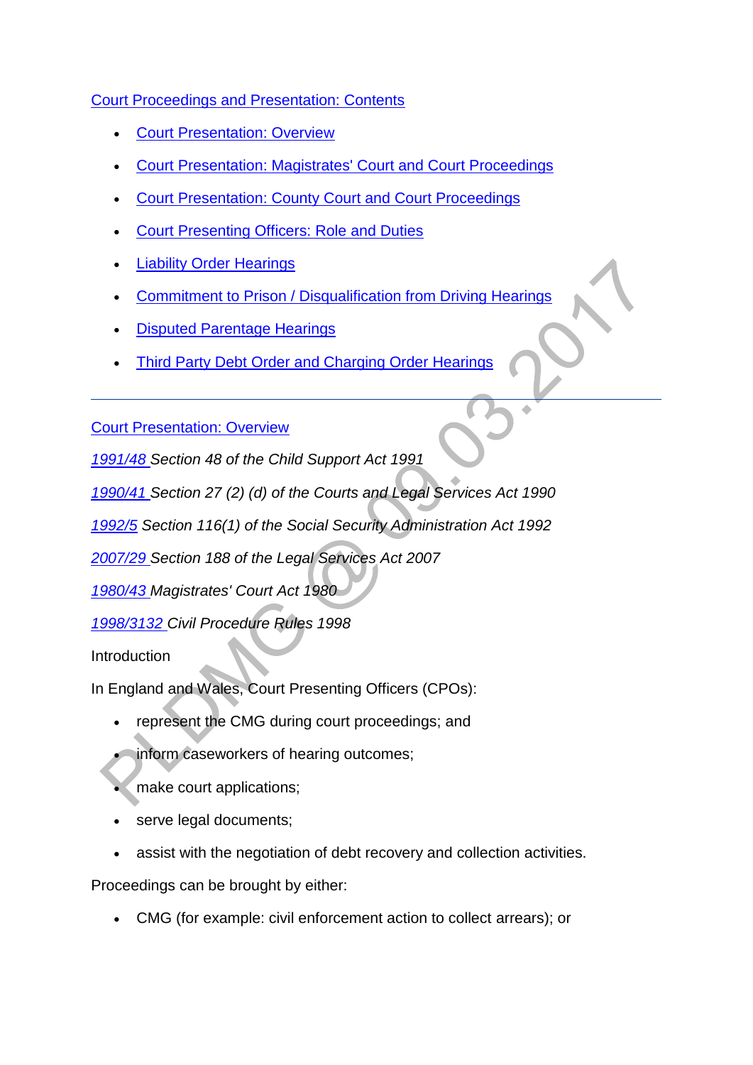Court Proceedings and Presentation: Contents

- Court Presentation: Overview
- Court Presentation: Magistrates' Court and Court Proceedings
- Court Presentation: County Court and Court Proceedings
- Court Presenting Officers: Role and Duties
- Liability Order Hearings
- Commitment to Prison / Disqualification from Driving Hearings
- Disputed Parentage Hearings
- Third Party Debt Order and Charging Order Hearings

---

Court Presentation: Overview

*1991/48 Section 48 of the Child Support Act 1991*

*1990/41 Section 27 (2) (d) of the Courts and Legal Services Act 1990*

*1992/5 Section 116(1) of the Social Security Administration Act 1992*

*2007/29 Section 188 of the Legal Services Act 2007*

*1980/43 Magistrates' Court Act 1980*

*1998/3132 Civil Procedure Rules 1998*

Introduction

In England and Wales, Court Presenting Officers (CPOs):

- represent the CMG during court proceedings; and
- inform caseworkers of hearing outcomes;
- make court applications;
- serve legal documents;
- assist with the negotiation of debt recovery and collection activities.

Proceedings can be brought by either:

- CMG (for example: civil enforcement action to collect arrears); or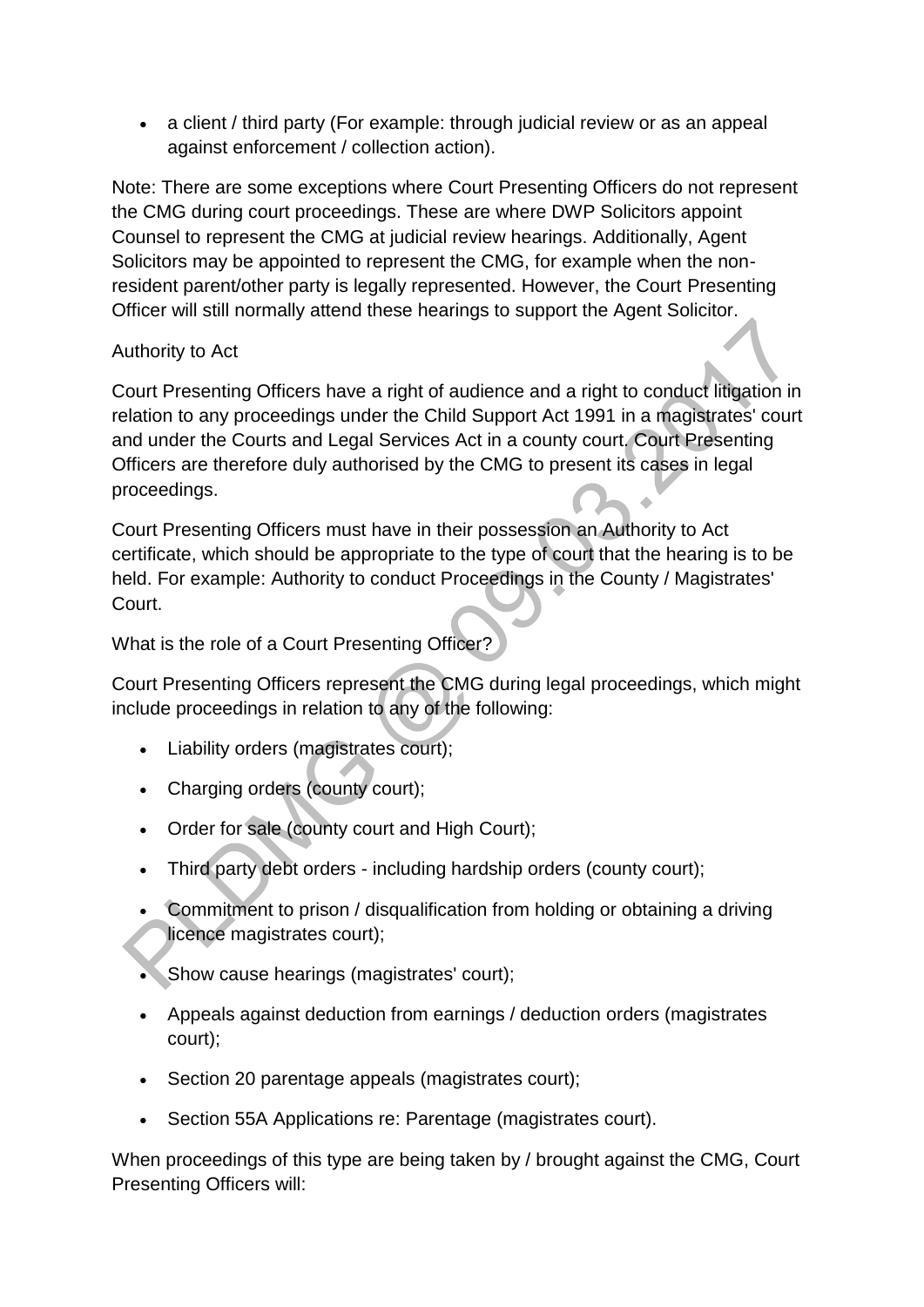- a client / third party (For example: through judicial review or as an appeal against enforcement / collection action).

Note: There are some exceptions where Court Presenting Officers do not represent the CMG during court proceedings. These are where DWP Solicitors appoint Counsel to represent the CMG at judicial review hearings. Additionally, Agent Solicitors may be appointed to represent the CMG, for example when the non-resident parent/other party is legally represented. However, the Court Presenting Officer will still normally attend these hearings to support the Agent Solicitor.

Authority to Act

Court Presenting Officers have a right of audience and a right to conduct litigation in relation to any proceedings under the Child Support Act 1991 in a magistrates' court and under the Courts and Legal Services Act in a county court. Court Presenting Officers are therefore duly authorised by the CMG to present its cases in legal proceedings.

Court Presenting Officers must have in their possession an Authority to Act certificate, which should be appropriate to the type of court that the hearing is to be held. For example: Authority to conduct Proceedings in the County / Magistrates' Court.

What is the role of a Court Presenting Officer?

Court Presenting Officers represent the CMG during legal proceedings, which might include proceedings in relation to any of the following:

- Liability orders (magistrates court);
- Charging orders (county court);
- Order for sale (county court and High Court);
- Third party debt orders - including hardship orders (county court);
- Commitment to prison / disqualification from holding or obtaining a driving licence magistrates court);
- Show cause hearings (magistrates' court);
- Appeals against deduction from earnings / deduction orders (magistrates court);
- Section 20 parentage appeals (magistrates court);
- Section 55A Applications re: Parentage (magistrates court).

When proceedings of this type are being taken by / brought against the CMG, Court Presenting Officers will: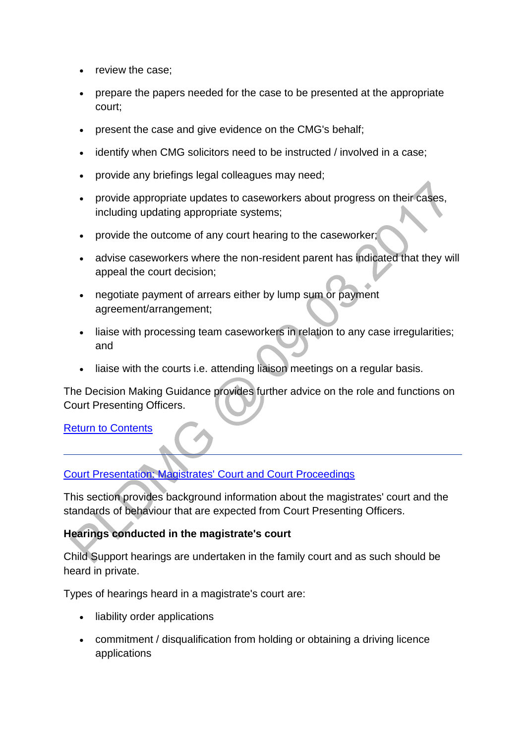- review the case;
- prepare the papers needed for the case to be presented at the appropriate court;
- present the case and give evidence on the CMG's behalf;
- identify when CMG solicitors need to be instructed / involved in a case;
- provide any briefings legal colleagues may need;
- provide appropriate updates to caseworkers about progress on their cases, including updating appropriate systems;
- provide the outcome of any court hearing to the caseworker;
- advise caseworkers where the non-resident parent has indicated that they will appeal the court decision;
- negotiate payment of arrears either by lump sum or payment agreement/arrangement;
- liaise with processing team caseworkers in relation to any case irregularities; and
- liaise with the courts i.e. attending liaison meetings on a regular basis.

The Decision Making Guidance provides further advice on the role and functions on Court Presenting Officers.

Return to Contents

---

## Court Presentation: Magistrates' Court and Court Proceedings

This section provides background information about the magistrates' court and the standards of behaviour that are expected from Court Presenting Officers.

**Hearings conducted in the magistrate's court**

Child Support hearings are undertaken in the family court and as such should be heard in private.

Types of hearings heard in a magistrate's court are:

- liability order applications
- commitment / disqualification from holding or obtaining a driving licence applications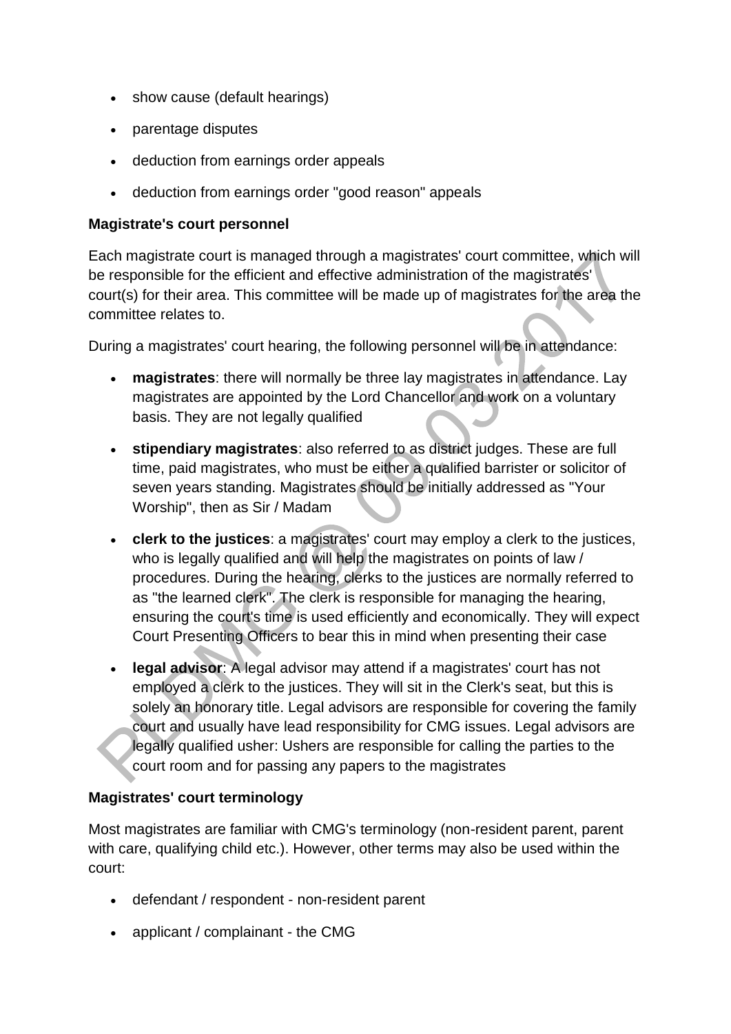- show cause (default hearings)
- parentage disputes
- deduction from earnings order appeals
- deduction from earnings order "good reason" appeals

**Magistrate's court personnel**

Each magistrate court is managed through a magistrates' court committee, which will be responsible for the efficient and effective administration of the magistrates' court(s) for their area. This committee will be made up of magistrates for the area the committee relates to.

During a magistrates' court hearing, the following personnel will be in attendance:

- **magistrates**: there will normally be three lay magistrates in attendance. Lay magistrates are appointed by the Lord Chancellor and work on a voluntary basis. They are not legally qualified
- **stipendiary magistrates**: also referred to as district judges. These are full time, paid magistrates, who must be either a qualified barrister or solicitor of seven years standing. Magistrates should be initially addressed as "Your Worship", then as Sir / Madam
- **clerk to the justices**: a magistrates' court may employ a clerk to the justices, who is legally qualified and will help the magistrates on points of law / procedures. During the hearing, clerks to the justices are normally referred to as "the learned clerk". The clerk is responsible for managing the hearing, ensuring the court's time is used efficiently and economically. They will expect Court Presenting Officers to bear this in mind when presenting their case
- **legal advisor**: A legal advisor may attend if a magistrates' court has not employed a clerk to the justices. They will sit in the Clerk's seat, but this is solely an honorary title. Legal advisors are responsible for covering the family court and usually have lead responsibility for CMG issues. Legal advisors are legally qualified usher: Ushers are responsible for calling the parties to the court room and for passing any papers to the magistrates

**Magistrates' court terminology**

Most magistrates are familiar with CMG's terminology (non-resident parent, parent with care, qualifying child etc.). However, other terms may also be used within the court:

- defendant / respondent - non-resident parent
- applicant / complainant - the CMG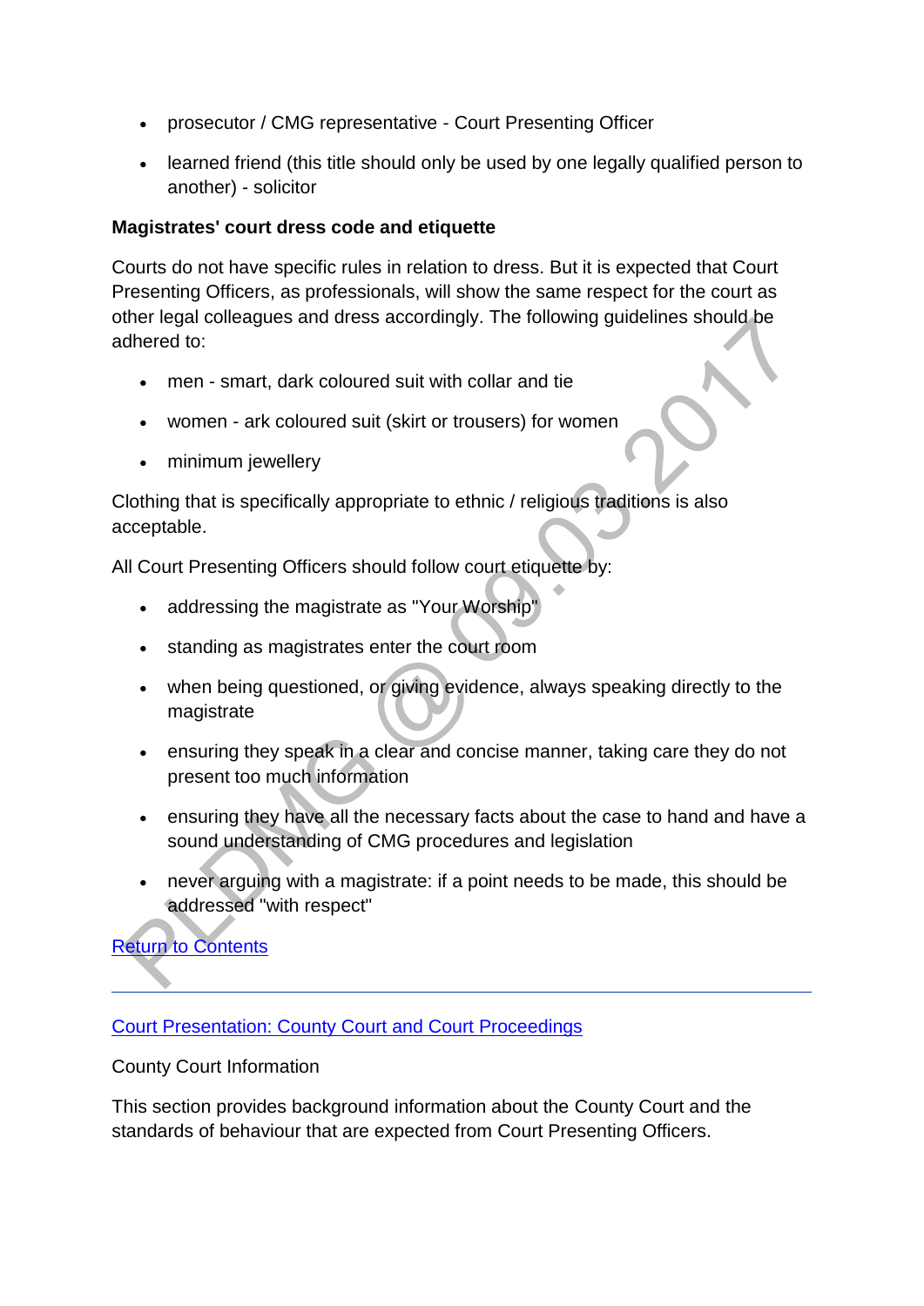- prosecutor / CMG representative - Court Presenting Officer
- learned friend (this title should only be used by one legally qualified person to another) - solicitor

**Magistrates' court dress code and etiquette**

Courts do not have specific rules in relation to dress. But it is expected that Court Presenting Officers, as professionals, will show the same respect for the court as other legal colleagues and dress accordingly. The following guidelines should be adhered to:

- men - smart, dark coloured suit with collar and tie
- women - ark coloured suit (skirt or trousers) for women
- minimum jewellery

Clothing that is specifically appropriate to ethnic / religious traditions is also acceptable.

All Court Presenting Officers should follow court etiquette by:

- addressing the magistrate as "Your Worship"
- standing as magistrates enter the court room
- when being questioned, or giving evidence, always speaking directly to the magistrate
- ensuring they speak in a clear and concise manner, taking care they do not present too much information
- ensuring they have all the necessary facts about the case to hand and have a sound understanding of CMG procedures and legislation
- never arguing with a magistrate: if a point needs to be made, this should be addressed "with respect"

Return to Contents

---

Court Presentation: County Court and Court Proceedings

County Court Information

This section provides background information about the County Court and the standards of behaviour that are expected from Court Presenting Officers.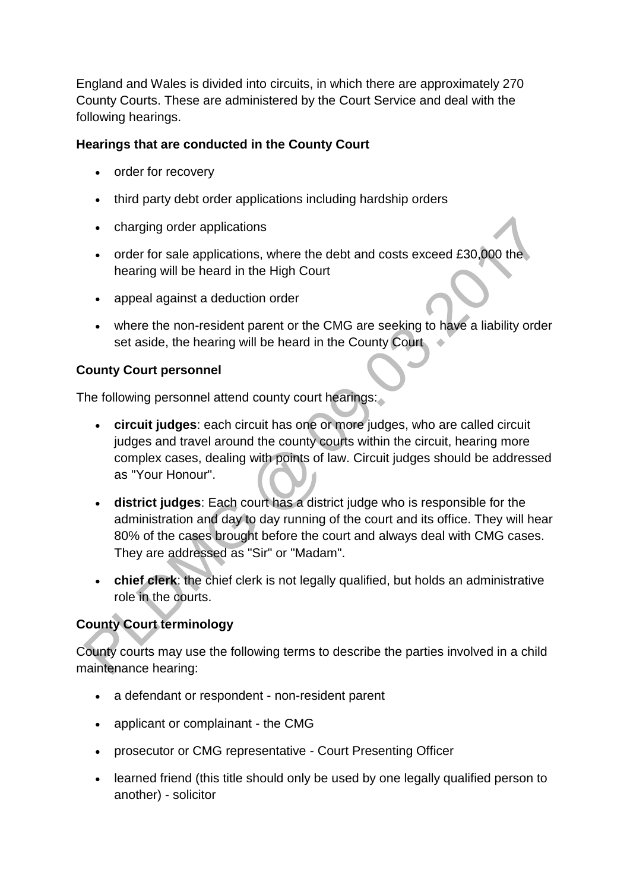England and Wales is divided into circuits, in which there are approximately 270 County Courts. These are administered by the Court Service and deal with the following hearings.

**Hearings that are conducted in the County Court**

- order for recovery
- third party debt order applications including hardship orders
- charging order applications
- order for sale applications, where the debt and costs exceed £30,000 the hearing will be heard in the High Court
- appeal against a deduction order
- where the non-resident parent or the CMG are seeking to have a liability order set aside, the hearing will be heard in the County Court

**County Court personnel**

The following personnel attend county court hearings:

- **circuit judges**: each circuit has one or more judges, who are called circuit judges and travel around the county courts within the circuit, hearing more complex cases, dealing with points of law. Circuit judges should be addressed as "Your Honour".
- **district judges**: Each court has a district judge who is responsible for the administration and day to day running of the court and its office. They will hear 80% of the cases brought before the court and always deal with CMG cases. They are addressed as "Sir" or "Madam".
- **chief clerk**: the chief clerk is not legally qualified, but holds an administrative role in the courts.

**County Court terminology**

County courts may use the following terms to describe the parties involved in a child maintenance hearing:

- a defendant or respondent - non-resident parent
- applicant or complainant - the CMG
- prosecutor or CMG representative - Court Presenting Officer
- learned friend (this title should only be used by one legally qualified person to another) - solicitor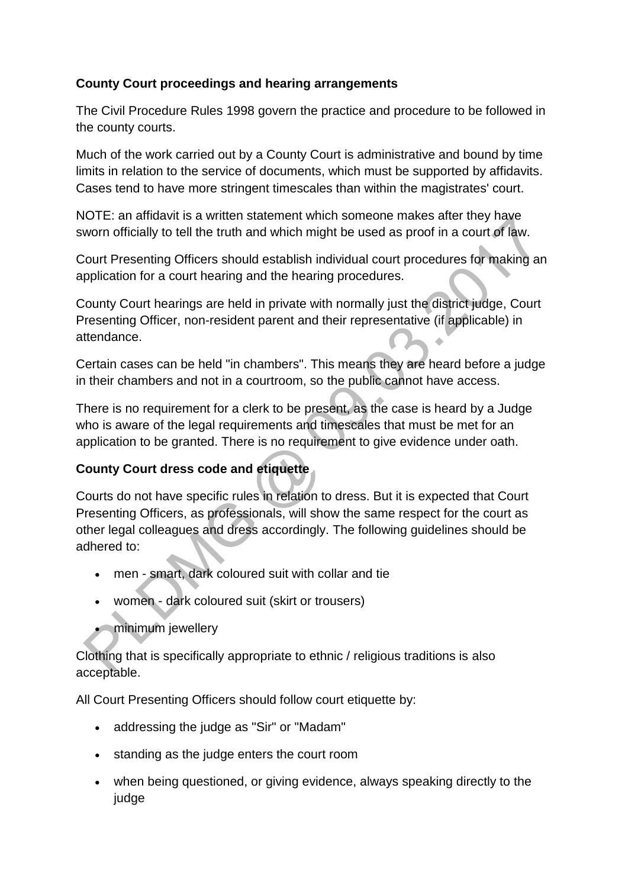**County Court proceedings and hearing arrangements**

The Civil Procedure Rules 1998 govern the practice and procedure to be followed in the county courts.

Much of the work carried out by a County Court is administrative and bound by time limits in relation to the service of documents, which must be supported by affidavits. Cases tend to have more stringent timescales than within the magistrates' court.

NOTE: an affidavit is a written statement which someone makes after they have sworn officially to tell the truth and which might be used as proof in a court of law.

Court Presenting Officers should establish individual court procedures for making an application for a court hearing and the hearing procedures.

County Court hearings are held in private with normally just the district judge, Court Presenting Officer, non-resident parent and their representative (if applicable) in attendance.

Certain cases can be held "in chambers". This means they are heard before a judge in their chambers and not in a courtroom, so the public cannot have access.

There is no requirement for a clerk to be present, as the case is heard by a Judge who is aware of the legal requirements and timescales that must be met for an application to be granted. There is no requirement to give evidence under oath.

**County Court dress code and etiquette**

Courts do not have specific rules in relation to dress. But it is expected that Court Presenting Officers, as professionals, will show the same respect for the court as other legal colleagues and dress accordingly. The following guidelines should be adhered to:

- men - smart, dark coloured suit with collar and tie
- women - dark coloured suit (skirt or trousers)
- minimum jewellery

Clothing that is specifically appropriate to ethnic / religious traditions is also acceptable.

All Court Presenting Officers should follow court etiquette by:

- addressing the judge as "Sir" or "Madam"
- standing as the judge enters the court room
- when being questioned, or giving evidence, always speaking directly to the judge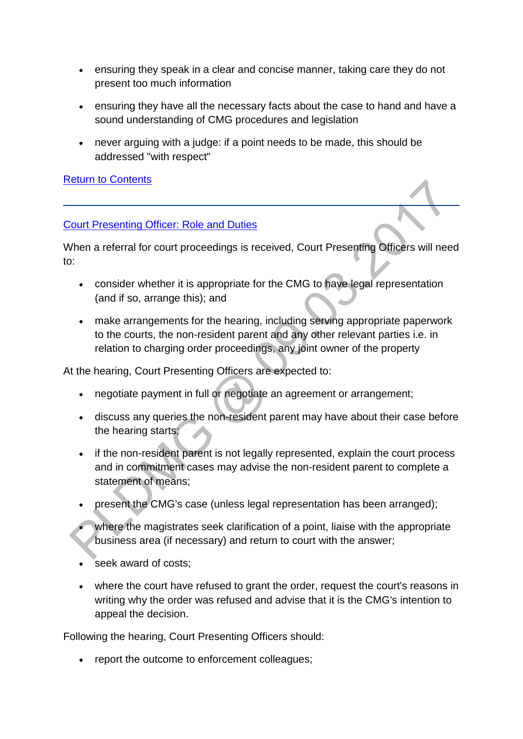- ensuring they speak in a clear and concise manner, taking care they do not present too much information
- ensuring they have all the necessary facts about the case to hand and have a sound understanding of CMG procedures and legislation
- never arguing with a judge: if a point needs to be made, this should be addressed "with respect"

Return to Contents

---

## Court Presenting Officer: Role and Duties

When a referral for court proceedings is received, Court Presenting Officers will need to:

- consider whether it is appropriate for the CMG to have legal representation (and if so, arrange this); and
- make arrangements for the hearing, including serving appropriate paperwork to the courts, the non-resident parent and any other relevant parties i.e. in relation to charging order proceedings, any joint owner of the property

At the hearing, Court Presenting Officers are expected to:

- negotiate payment in full or negotiate an agreement or arrangement;
- discuss any queries the non-resident parent may have about their case before the hearing starts;
- if the non-resident parent is not legally represented, explain the court process and in commitment cases may advise the non-resident parent to complete a statement of means;
- present the CMG's case (unless legal representation has been arranged);
- where the magistrates seek clarification of a point, liaise with the appropriate business area (if necessary) and return to court with the answer;
- seek award of costs;
- where the court have refused to grant the order, request the court's reasons in writing why the order was refused and advise that it is the CMG's intention to appeal the decision.

Following the hearing, Court Presenting Officers should:

- report the outcome to enforcement colleagues;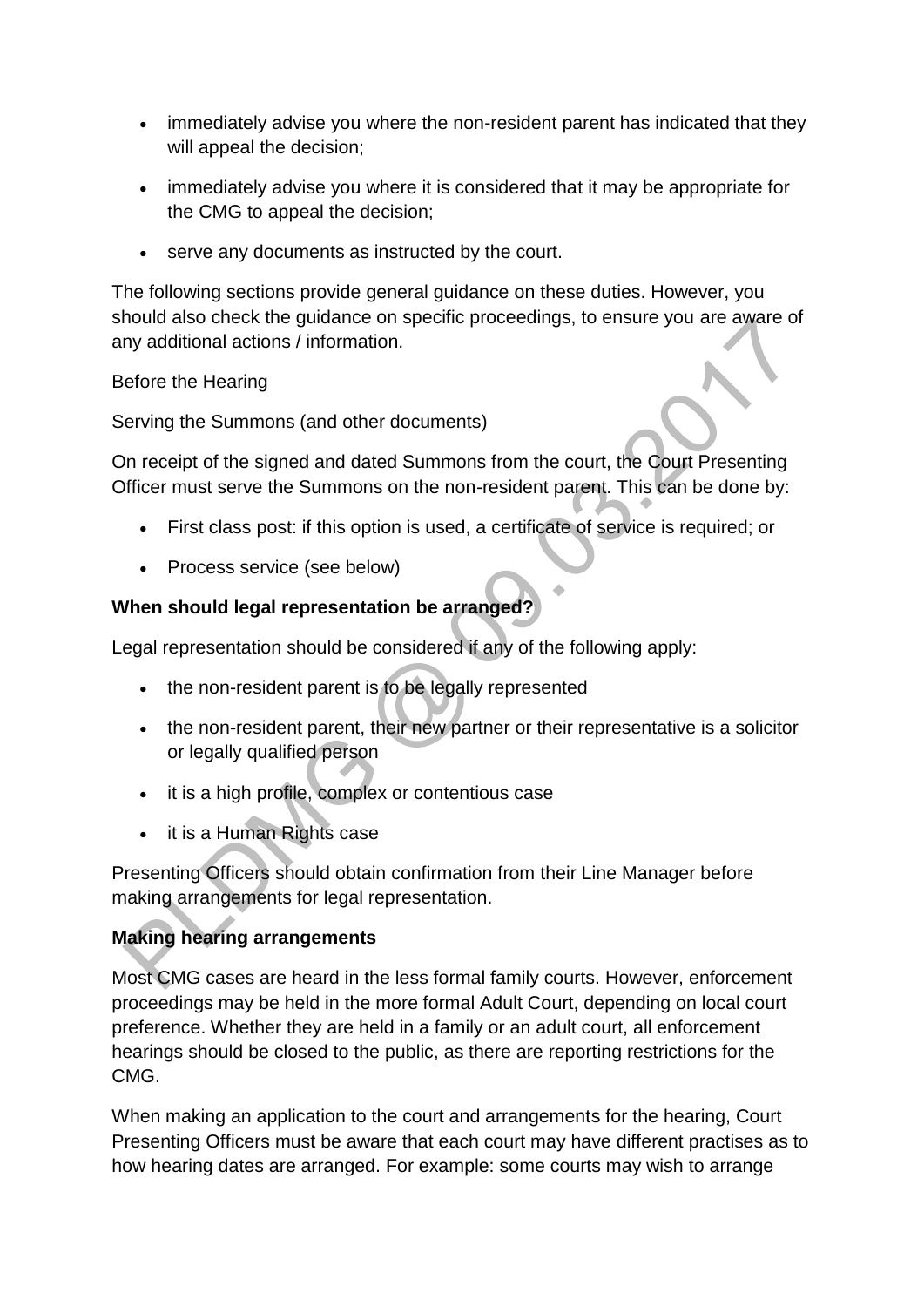- immediately advise you where the non-resident parent has indicated that they will appeal the decision;
- immediately advise you where it is considered that it may be appropriate for the CMG to appeal the decision;
- serve any documents as instructed by the court.

The following sections provide general guidance on these duties. However, you should also check the guidance on specific proceedings, to ensure you are aware of any additional actions / information.

Before the Hearing

Serving the Summons (and other documents)

On receipt of the signed and dated Summons from the court, the Court Presenting Officer must serve the Summons on the non-resident parent. This can be done by:

- First class post: if this option is used, a certificate of service is required; or
- Process service (see below)

**When should legal representation be arranged?**

Legal representation should be considered if any of the following apply:

- the non-resident parent is to be legally represented
- the non-resident parent, their new partner or their representative is a solicitor or legally qualified person
- it is a high profile, complex or contentious case
- it is a Human Rights case

Presenting Officers should obtain confirmation from their Line Manager before making arrangements for legal representation.

**Making hearing arrangements**

Most CMG cases are heard in the less formal family courts. However, enforcement proceedings may be held in the more formal Adult Court, depending on local court preference. Whether they are held in a family or an adult court, all enforcement hearings should be closed to the public, as there are reporting restrictions for the CMG.

When making an application to the court and arrangements for the hearing, Court Presenting Officers must be aware that each court may have different practises as to how hearing dates are arranged. For example: some courts may wish to arrange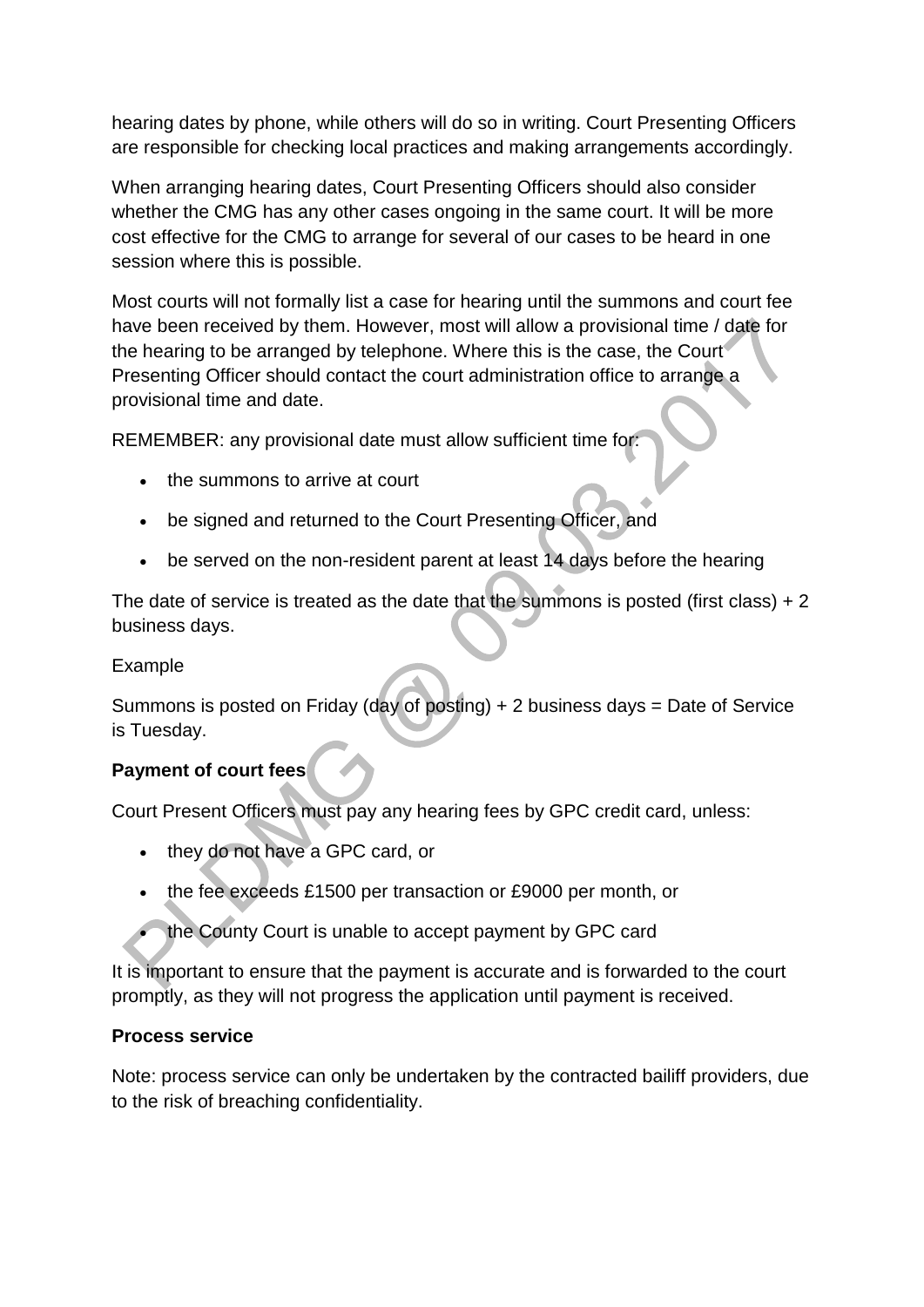hearing dates by phone, while others will do so in writing. Court Presenting Officers are responsible for checking local practices and making arrangements accordingly.

When arranging hearing dates, Court Presenting Officers should also consider whether the CMG has any other cases ongoing in the same court. It will be more cost effective for the CMG to arrange for several of our cases to be heard in one session where this is possible.

Most courts will not formally list a case for hearing until the summons and court fee have been received by them. However, most will allow a provisional time / date for the hearing to be arranged by telephone. Where this is the case, the Court Presenting Officer should contact the court administration office to arrange a provisional time and date.

REMEMBER: any provisional date must allow sufficient time for:

- the summons to arrive at court
- be signed and returned to the Court Presenting Officer, and
- be served on the non-resident parent at least 14 days before the hearing

The date of service is treated as the date that the summons is posted (first class) + 2 business days.

Example

Summons is posted on Friday (day of posting) + 2 business days = Date of Service is Tuesday.

**Payment of court fees**

Court Present Officers must pay any hearing fees by GPC credit card, unless:

- they do not have a GPC card, or
- the fee exceeds £1500 per transaction or £9000 per month, or
- the County Court is unable to accept payment by GPC card

It is important to ensure that the payment is accurate and is forwarded to the court promptly, as they will not progress the application until payment is received.

**Process service**

Note: process service can only be undertaken by the contracted bailiff providers, due to the risk of breaching confidentiality.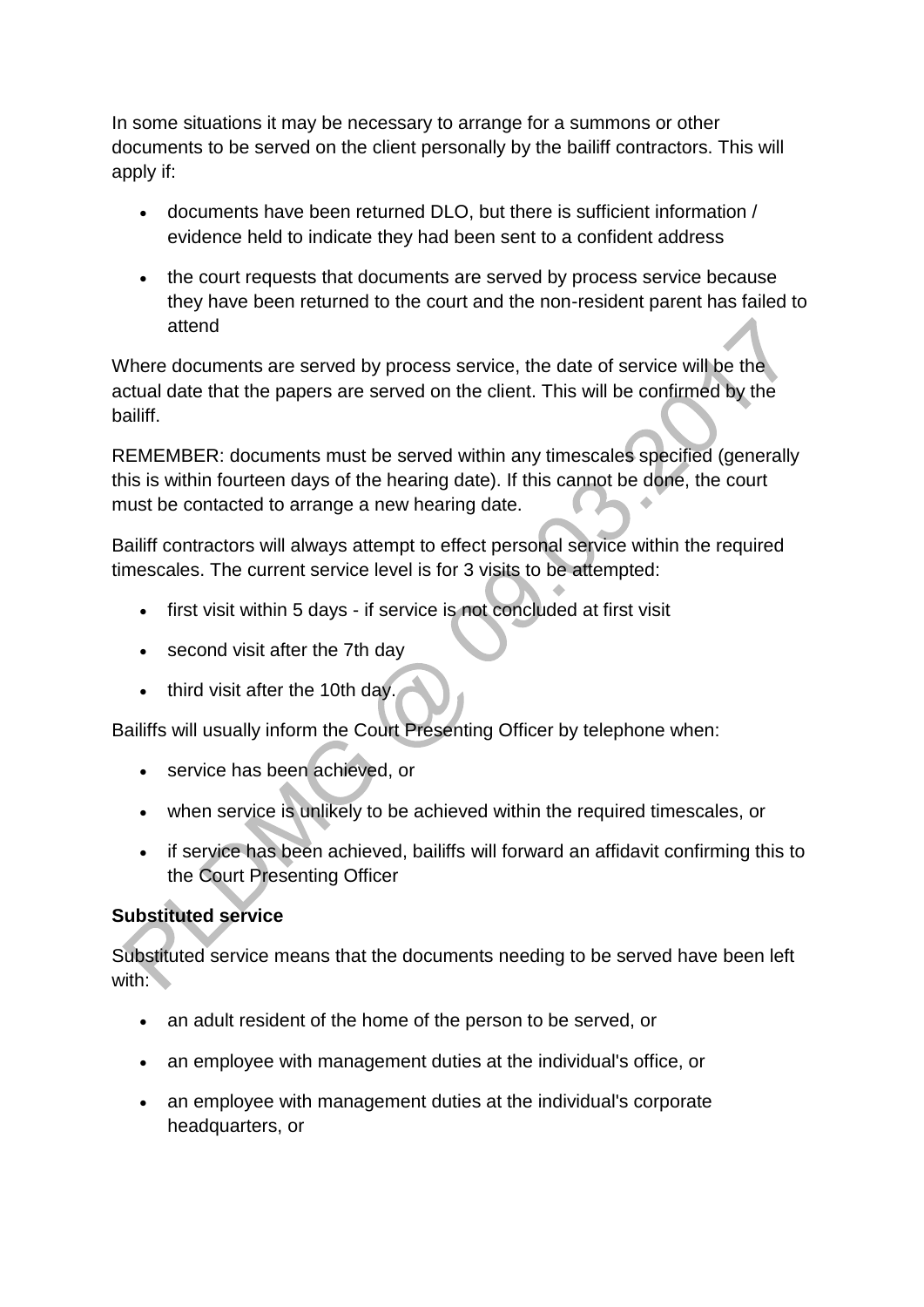In some situations it may be necessary to arrange for a summons or other documents to be served on the client personally by the bailiff contractors. This will apply if:

- documents have been returned DLO, but there is sufficient information / evidence held to indicate they had been sent to a confident address
- the court requests that documents are served by process service because they have been returned to the court and the non-resident parent has failed to attend

Where documents are served by process service, the date of service will be the actual date that the papers are served on the client. This will be confirmed by the bailiff.

REMEMBER: documents must be served within any timescales specified (generally this is within fourteen days of the hearing date). If this cannot be done, the court must be contacted to arrange a new hearing date.

Bailiff contractors will always attempt to effect personal service within the required timescales. The current service level is for 3 visits to be attempted:

- first visit within 5 days - if service is not concluded at first visit
- second visit after the 7th day
- third visit after the 10th day.

Bailiffs will usually inform the Court Presenting Officer by telephone when:

- service has been achieved, or
- when service is unlikely to be achieved within the required timescales, or
- if service has been achieved, bailiffs will forward an affidavit confirming this to the Court Presenting Officer

**Substituted service**

Substituted service means that the documents needing to be served have been left with:

- an adult resident of the home of the person to be served, or
- an employee with management duties at the individual's office, or
- an employee with management duties at the individual's corporate headquarters, or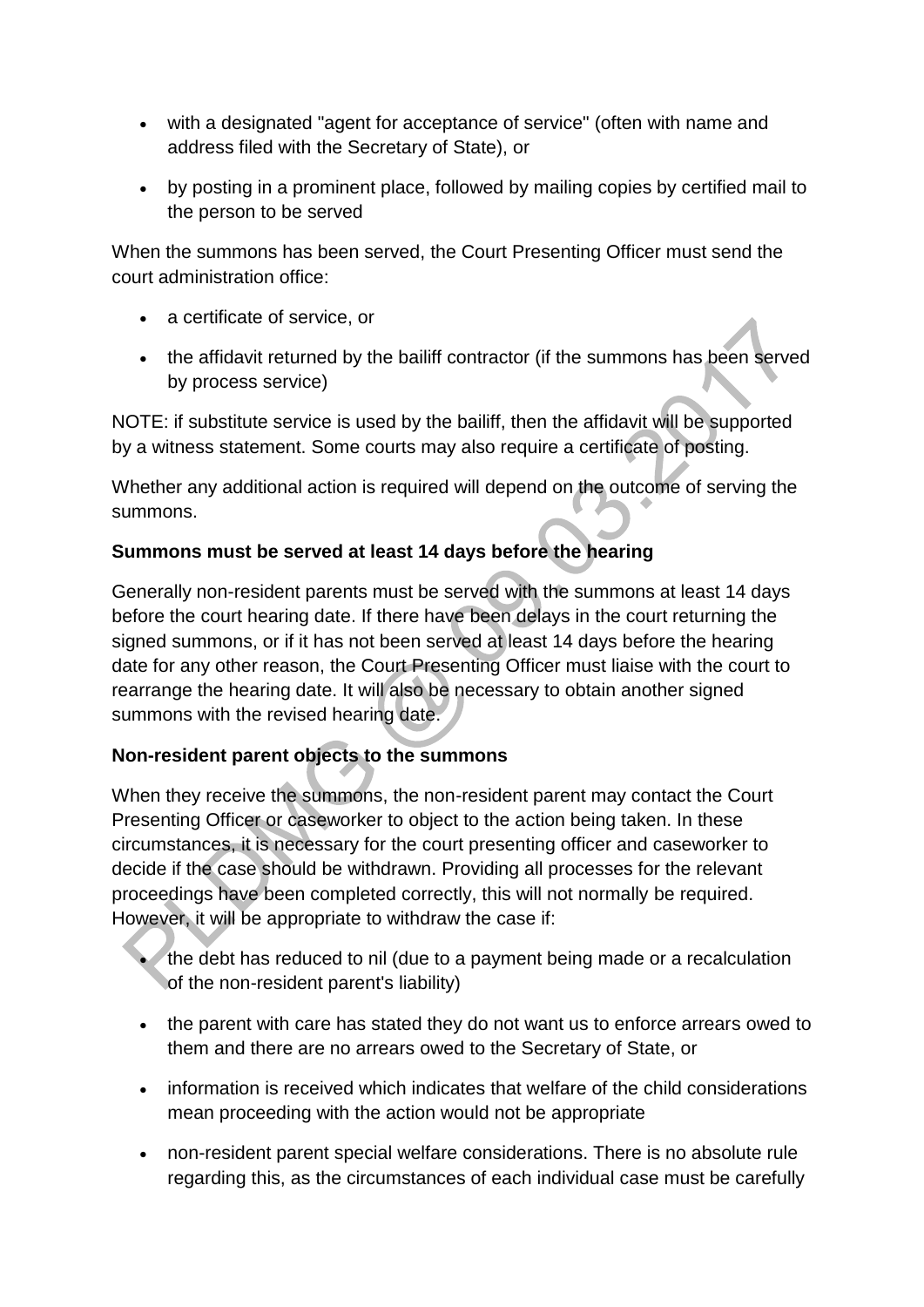- with a designated "agent for acceptance of service" (often with name and address filed with the Secretary of State), or
- by posting in a prominent place, followed by mailing copies by certified mail to the person to be served

When the summons has been served, the Court Presenting Officer must send the court administration office:

- a certificate of service, or
- the affidavit returned by the bailiff contractor (if the summons has been served by process service)

NOTE: if substitute service is used by the bailiff, then the affidavit will be supported by a witness statement. Some courts may also require a certificate of posting.

Whether any additional action is required will depend on the outcome of serving the summons.

**Summons must be served at least 14 days before the hearing**

Generally non-resident parents must be served with the summons at least 14 days before the court hearing date. If there have been delays in the court returning the signed summons, or if it has not been served at least 14 days before the hearing date for any other reason, the Court Presenting Officer must liaise with the court to rearrange the hearing date. It will also be necessary to obtain another signed summons with the revised hearing date.

**Non-resident parent objects to the summons**

When they receive the summons, the non-resident parent may contact the Court Presenting Officer or caseworker to object to the action being taken. In these circumstances, it is necessary for the court presenting officer and caseworker to decide if the case should be withdrawn. Providing all processes for the relevant proceedings have been completed correctly, this will not normally be required. However, it will be appropriate to withdraw the case if:

- the debt has reduced to nil (due to a payment being made or a recalculation of the non-resident parent's liability)
- the parent with care has stated they do not want us to enforce arrears owed to them and there are no arrears owed to the Secretary of State, or
- information is received which indicates that welfare of the child considerations mean proceeding with the action would not be appropriate
- non-resident parent special welfare considerations. There is no absolute rule regarding this, as the circumstances of each individual case must be carefully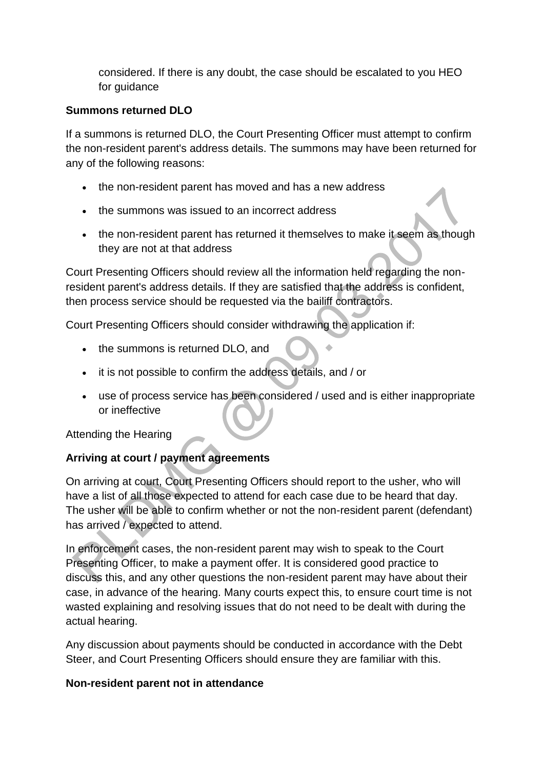considered. If there is any doubt, the case should be escalated to you HEO for guidance

**Summons returned DLO**

If a summons is returned DLO, the Court Presenting Officer must attempt to confirm the non-resident parent's address details. The summons may have been returned for any of the following reasons:

- the non-resident parent has moved and has a new address
- the summons was issued to an incorrect address
- the non-resident parent has returned it themselves to make it seem as though they are not at that address

Court Presenting Officers should review all the information held regarding the non-resident parent's address details. If they are satisfied that the address is confident, then process service should be requested via the bailiff contractors.

Court Presenting Officers should consider withdrawing the application if:

- the summons is returned DLO, and
- it is not possible to confirm the address details, and / or
- use of process service has been considered / used and is either inappropriate or ineffective

Attending the Hearing

**Arriving at court / payment agreements**

On arriving at court, Court Presenting Officers should report to the usher, who will have a list of all those expected to attend for each case due to be heard that day. The usher will be able to confirm whether or not the non-resident parent (defendant) has arrived / expected to attend.

In enforcement cases, the non-resident parent may wish to speak to the Court Presenting Officer, to make a payment offer. It is considered good practice to discuss this, and any other questions the non-resident parent may have about their case, in advance of the hearing. Many courts expect this, to ensure court time is not wasted explaining and resolving issues that do not need to be dealt with during the actual hearing.

Any discussion about payments should be conducted in accordance with the Debt Steer, and Court Presenting Officers should ensure they are familiar with this.

**Non-resident parent not in attendance**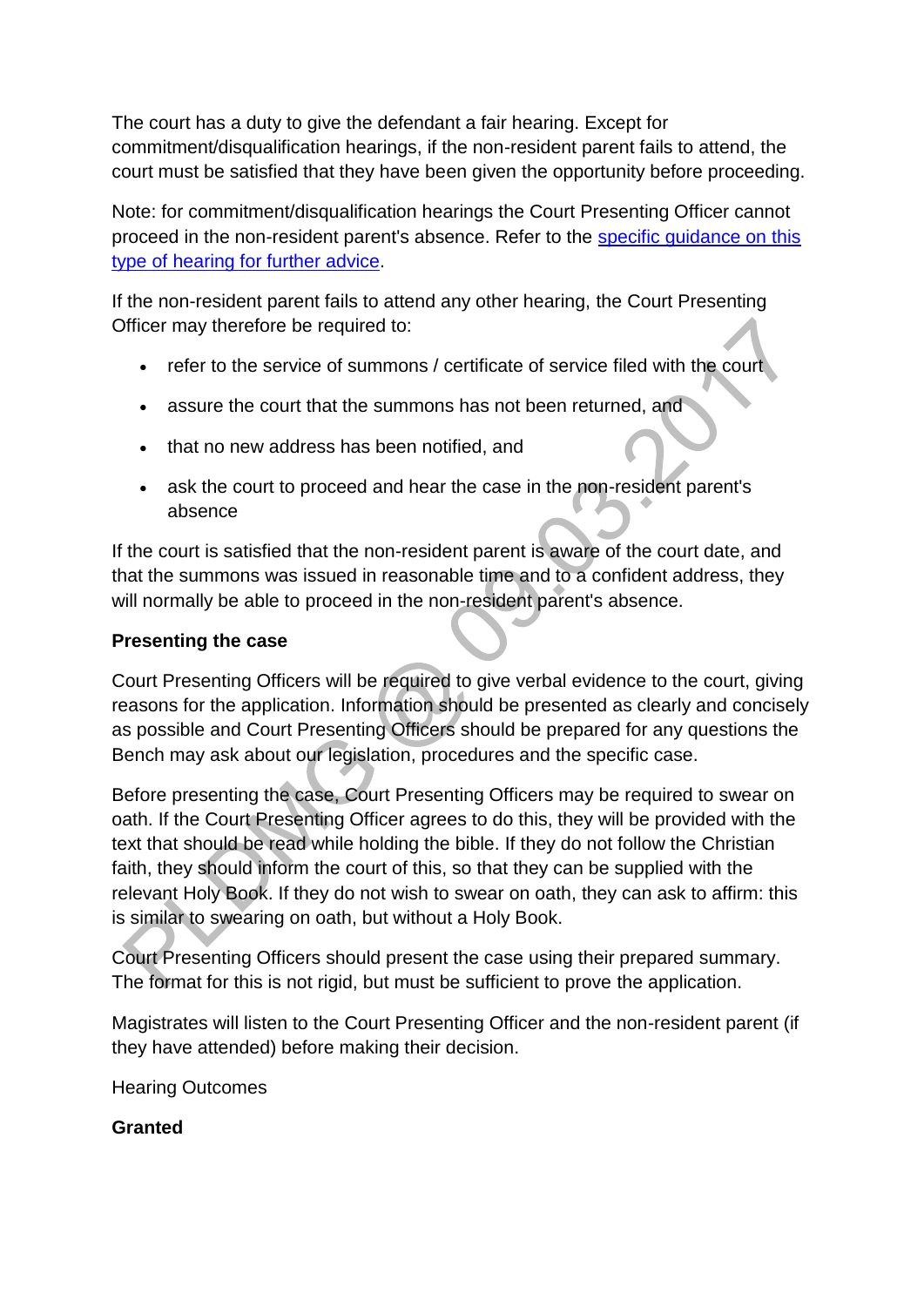The court has a duty to give the defendant a fair hearing. Except for commitment/disqualification hearings, if the non-resident parent fails to attend, the court must be satisfied that they have been given the opportunity before proceeding.

Note: for commitment/disqualification hearings the Court Presenting Officer cannot proceed in the non-resident parent's absence. Refer to the [specific guidance on this type of hearing for further advice]().

If the non-resident parent fails to attend any other hearing, the Court Presenting Officer may therefore be required to:

- refer to the service of summons / certificate of service filed with the court
- assure the court that the summons has not been returned, and
- that no new address has been notified, and
- ask the court to proceed and hear the case in the non-resident parent's absence

If the court is satisfied that the non-resident parent is aware of the court date, and that the summons was issued in reasonable time and to a confident address, they will normally be able to proceed in the non-resident parent's absence.

**Presenting the case**

Court Presenting Officers will be required to give verbal evidence to the court, giving reasons for the application. Information should be presented as clearly and concisely as possible and Court Presenting Officers should be prepared for any questions the Bench may ask about our legislation, procedures and the specific case.

Before presenting the case, Court Presenting Officers may be required to swear on oath. If the Court Presenting Officer agrees to do this, they will be provided with the text that should be read while holding the bible. If they do not follow the Christian faith, they should inform the court of this, so that they can be supplied with the relevant Holy Book. If they do not wish to swear on oath, they can ask to affirm: this is similar to swearing on oath, but without a Holy Book.

Court Presenting Officers should present the case using their prepared summary. The format for this is not rigid, but must be sufficient to prove the application.

Magistrates will listen to the Court Presenting Officer and the non-resident parent (if they have attended) before making their decision.

Hearing Outcomes

**Granted**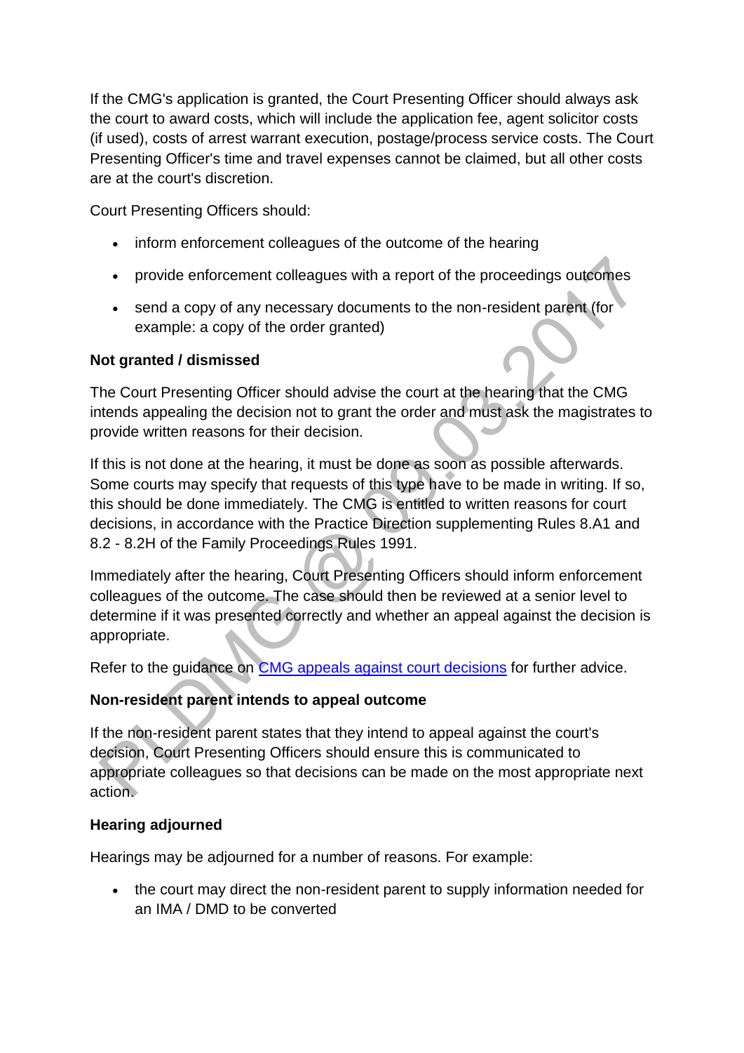If the CMG's application is granted, the Court Presenting Officer should always ask the court to award costs, which will include the application fee, agent solicitor costs (if used), costs of arrest warrant execution, postage/process service costs. The Court Presenting Officer's time and travel expenses cannot be claimed, but all other costs are at the court's discretion.

Court Presenting Officers should:

- inform enforcement colleagues of the outcome of the hearing
- provide enforcement colleagues with a report of the proceedings outcomes
- send a copy of any necessary documents to the non-resident parent (for example: a copy of the order granted)

**Not granted / dismissed**

The Court Presenting Officer should advise the court at the hearing that the CMG intends appealing the decision not to grant the order and must ask the magistrates to provide written reasons for their decision.

If this is not done at the hearing, it must be done as soon as possible afterwards. Some courts may specify that requests of this type have to be made in writing. If so, this should be done immediately. The CMG is entitled to written reasons for court decisions, in accordance with the Practice Direction supplementing Rules 8.A1 and 8.2 - 8.2H of the Family Proceedings Rules 1991.

Immediately after the hearing, Court Presenting Officers should inform enforcement colleagues of the outcome. The case should then be reviewed at a senior level to determine if it was presented correctly and whether an appeal against the decision is appropriate.

Refer to the guidance on CMG appeals against court decisions for further advice.

**Non-resident parent intends to appeal outcome**

If the non-resident parent states that they intend to appeal against the court's decision, Court Presenting Officers should ensure this is communicated to appropriate colleagues so that decisions can be made on the most appropriate next action.

**Hearing adjourned**

Hearings may be adjourned for a number of reasons. For example:

- the court may direct the non-resident parent to supply information needed for an IMA / DMD to be converted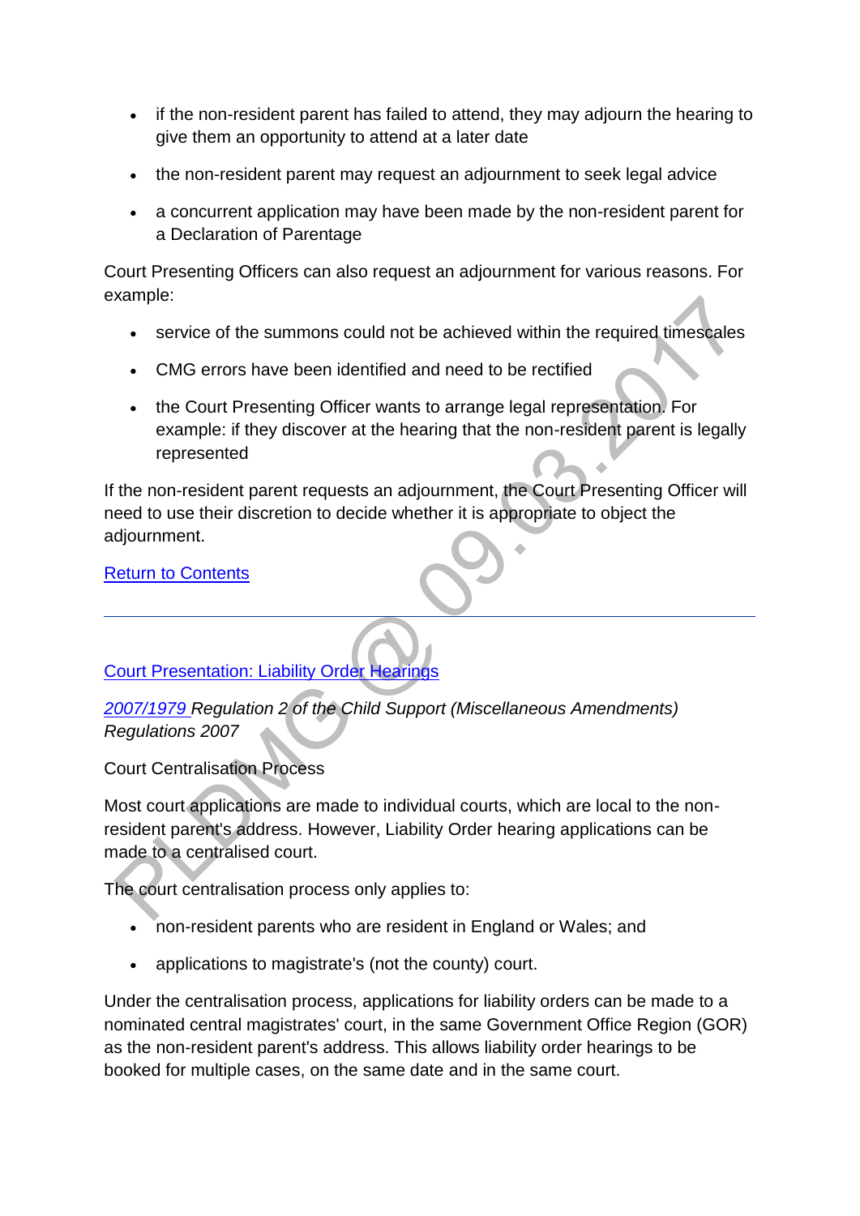- if the non-resident parent has failed to attend, they may adjourn the hearing to give them an opportunity to attend at a later date
- the non-resident parent may request an adjournment to seek legal advice
- a concurrent application may have been made by the non-resident parent for a Declaration of Parentage

Court Presenting Officers can also request an adjournment for various reasons. For example:

- service of the summons could not be achieved within the required timescales
- CMG errors have been identified and need to be rectified
- the Court Presenting Officer wants to arrange legal representation. For example: if they discover at the hearing that the non-resident parent is legally represented

If the non-resident parent requests an adjournment, the Court Presenting Officer will need to use their discretion to decide whether it is appropriate to object the adjournment.

[Return to Contents]

---

## [Court Presentation: Liability Order Hearings]

*[2007/1979] Regulation 2 of the Child Support (Miscellaneous Amendments) Regulations 2007*

Court Centralisation Process

Most court applications are made to individual courts, which are local to the non-resident parent's address. However, Liability Order hearing applications can be made to a centralised court.

The court centralisation process only applies to:

- non-resident parents who are resident in England or Wales; and
- applications to magistrate's (not the county) court.

Under the centralisation process, applications for liability orders can be made to a nominated central magistrates' court, in the same Government Office Region (GOR) as the non-resident parent's address. This allows liability order hearings to be booked for multiple cases, on the same date and in the same court.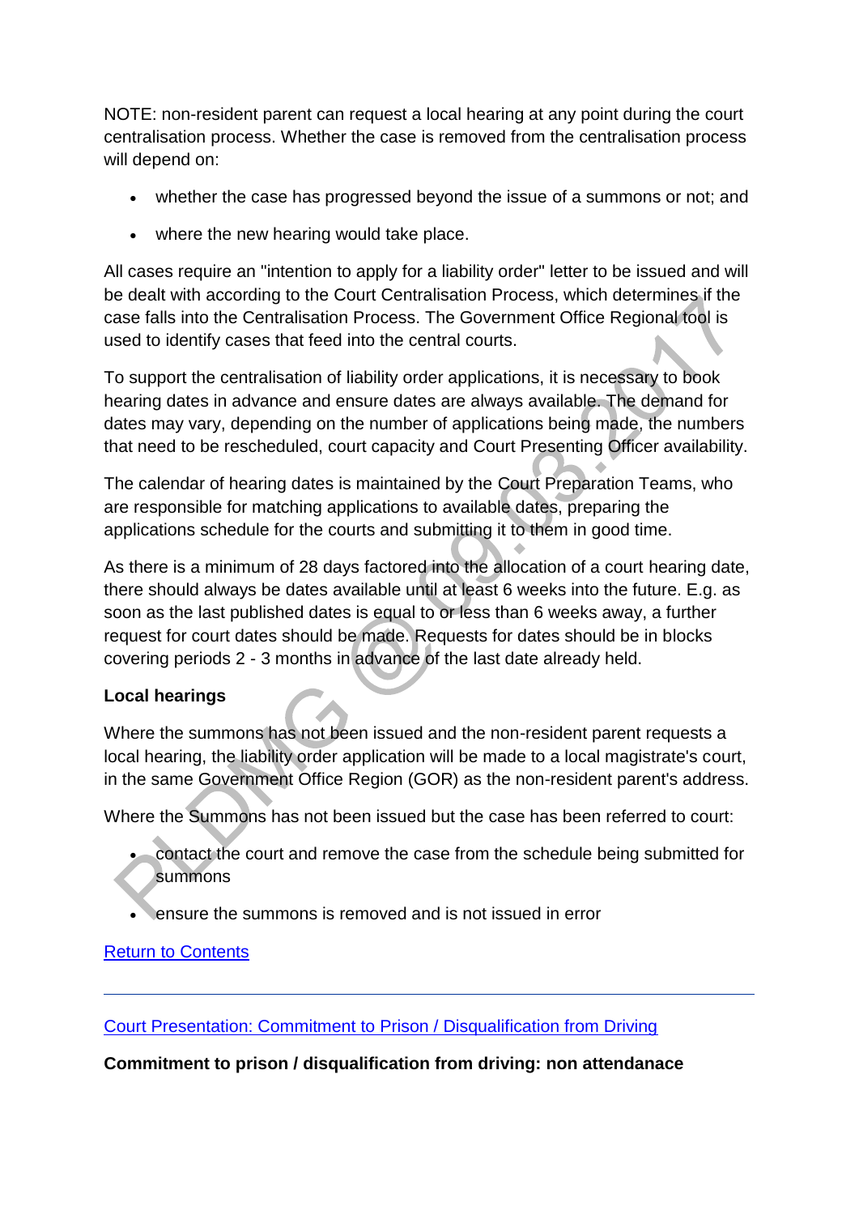NOTE: non-resident parent can request a local hearing at any point during the court centralisation process. Whether the case is removed from the centralisation process will depend on:

- whether the case has progressed beyond the issue of a summons or not; and
- where the new hearing would take place.

All cases require an "intention to apply for a liability order" letter to be issued and will be dealt with according to the Court Centralisation Process, which determines if the case falls into the Centralisation Process. The Government Office Regional tool is used to identify cases that feed into the central courts.

To support the centralisation of liability order applications, it is necessary to book hearing dates in advance and ensure dates are always available. The demand for dates may vary, depending on the number of applications being made, the numbers that need to be rescheduled, court capacity and Court Presenting Officer availability.

The calendar of hearing dates is maintained by the Court Preparation Teams, who are responsible for matching applications to available dates, preparing the applications schedule for the courts and submitting it to them in good time.

As there is a minimum of 28 days factored into the allocation of a court hearing date, there should always be dates available until at least 6 weeks into the future. E.g. as soon as the last published dates is equal to or less than 6 weeks away, a further request for court dates should be made. Requests for dates should be in blocks covering periods 2 - 3 months in advance of the last date already held.

**Local hearings**

Where the summons has not been issued and the non-resident parent requests a local hearing, the liability order application will be made to a local magistrate's court, in the same Government Office Region (GOR) as the non-resident parent's address.

Where the Summons has not been issued but the case has been referred to court:

- contact the court and remove the case from the schedule being submitted for summons
- ensure the summons is removed and is not issued in error

Return to Contents

---

Court Presentation: Commitment to Prison / Disqualification from Driving

**Commitment to prison / disqualification from driving: non attendanace**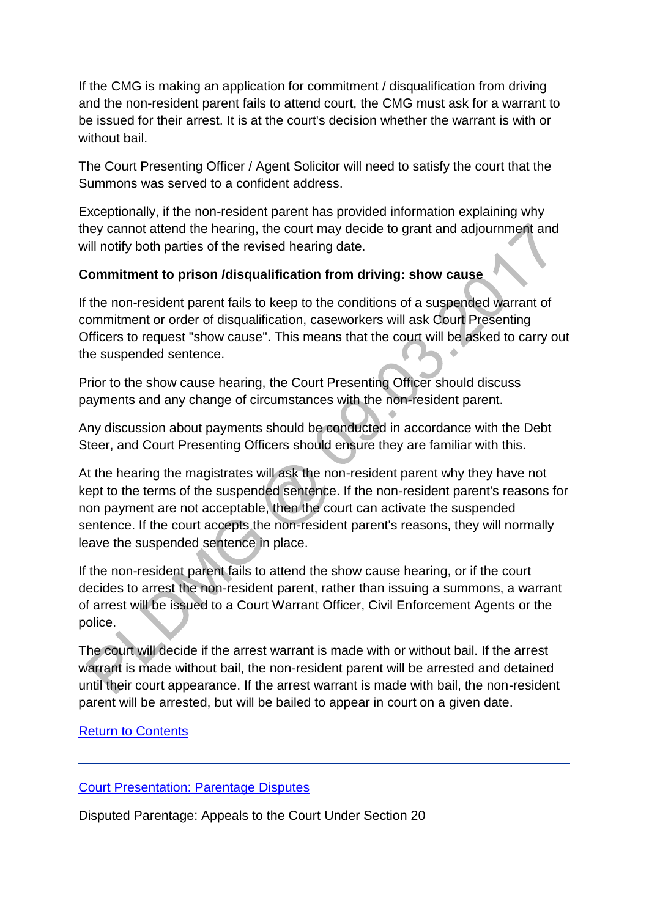If the CMG is making an application for commitment / disqualification from driving and the non-resident parent fails to attend court, the CMG must ask for a warrant to be issued for their arrest. It is at the court's decision whether the warrant is with or without bail.

The Court Presenting Officer / Agent Solicitor will need to satisfy the court that the Summons was served to a confident address.

Exceptionally, if the non-resident parent has provided information explaining why they cannot attend the hearing, the court may decide to grant and adjournment and will notify both parties of the revised hearing date.

**Commitment to prison /disqualification from driving: show cause**

If the non-resident parent fails to keep to the conditions of a suspended warrant of commitment or order of disqualification, caseworkers will ask Court Presenting Officers to request "show cause". This means that the court will be asked to carry out the suspended sentence.

Prior to the show cause hearing, the Court Presenting Officer should discuss payments and any change of circumstances with the non-resident parent.

Any discussion about payments should be conducted in accordance with the Debt Steer, and Court Presenting Officers should ensure they are familiar with this.

At the hearing the magistrates will ask the non-resident parent why they have not kept to the terms of the suspended sentence. If the non-resident parent's reasons for non payment are not acceptable, then the court can activate the suspended sentence. If the court accepts the non-resident parent's reasons, they will normally leave the suspended sentence in place.

If the non-resident parent fails to attend the show cause hearing, or if the court decides to arrest the non-resident parent, rather than issuing a summons, a warrant of arrest will be issued to a Court Warrant Officer, Civil Enforcement Agents or the police.

The court will decide if the arrest warrant is made with or without bail. If the arrest warrant is made without bail, the non-resident parent will be arrested and detained until their court appearance. If the arrest warrant is made with bail, the non-resident parent will be arrested, but will be bailed to appear in court on a given date.

[Return to Contents]

---

[Court Presentation: Parentage Disputes]

Disputed Parentage: Appeals to the Court Under Section 20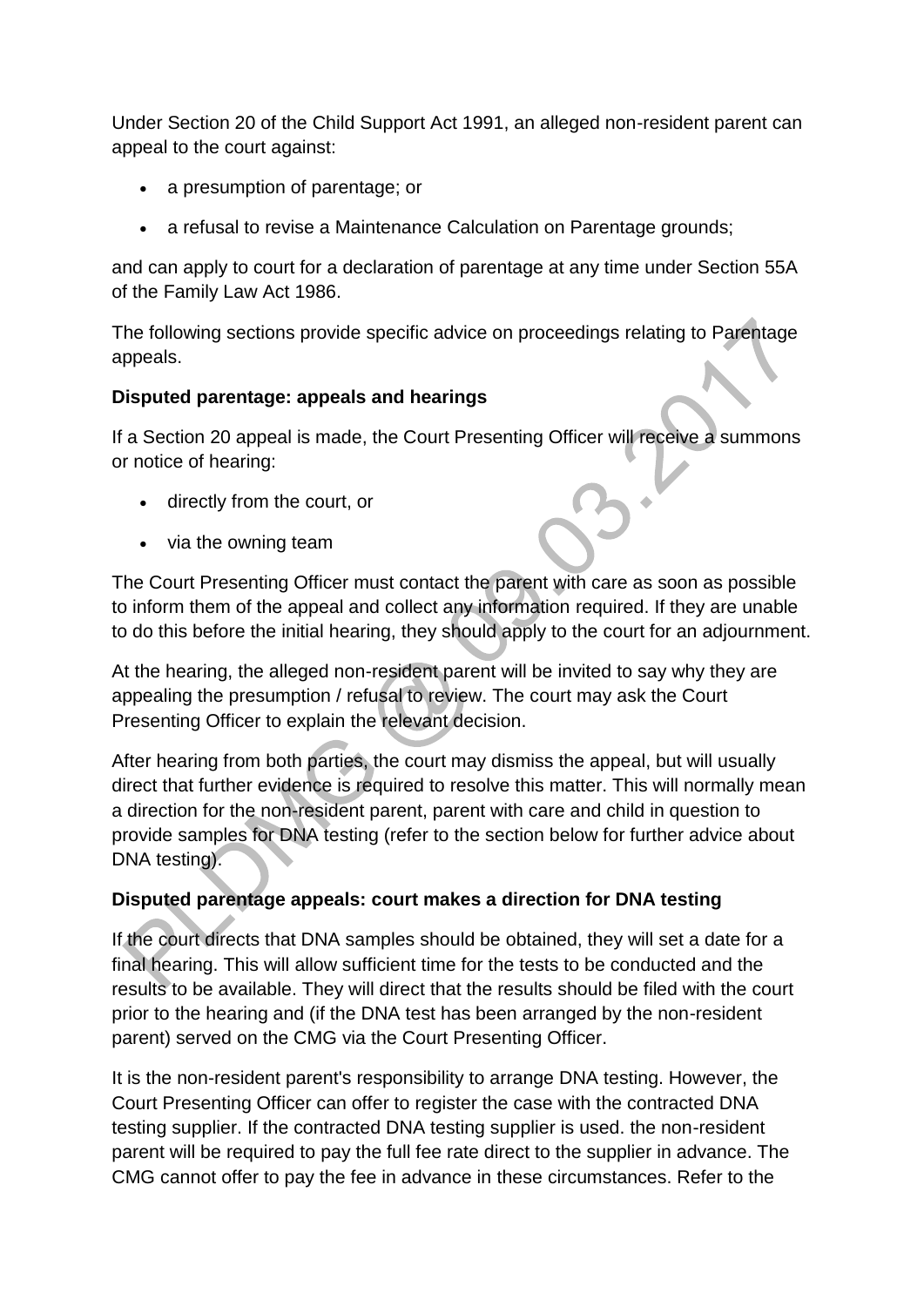Under Section 20 of the Child Support Act 1991, an alleged non-resident parent can appeal to the court against:

- a presumption of parentage; or
- a refusal to revise a Maintenance Calculation on Parentage grounds;

and can apply to court for a declaration of parentage at any time under Section 55A of the Family Law Act 1986.

The following sections provide specific advice on proceedings relating to Parentage appeals.

**Disputed parentage: appeals and hearings**

If a Section 20 appeal is made, the Court Presenting Officer will receive a summons or notice of hearing:

- directly from the court, or
- via the owning team

The Court Presenting Officer must contact the parent with care as soon as possible to inform them of the appeal and collect any information required. If they are unable to do this before the initial hearing, they should apply to the court for an adjournment.

At the hearing, the alleged non-resident parent will be invited to say why they are appealing the presumption / refusal to review. The court may ask the Court Presenting Officer to explain the relevant decision.

After hearing from both parties, the court may dismiss the appeal, but will usually direct that further evidence is required to resolve this matter. This will normally mean a direction for the non-resident parent, parent with care and child in question to provide samples for DNA testing (refer to the section below for further advice about DNA testing).

**Disputed parentage appeals: court makes a direction for DNA testing**

If the court directs that DNA samples should be obtained, they will set a date for a final hearing. This will allow sufficient time for the tests to be conducted and the results to be available. They will direct that the results should be filed with the court prior to the hearing and (if the DNA test has been arranged by the non-resident parent) served on the CMG via the Court Presenting Officer.

It is the non-resident parent's responsibility to arrange DNA testing. However, the Court Presenting Officer can offer to register the case with the contracted DNA testing supplier. If the contracted DNA testing supplier is used. the non-resident parent will be required to pay the full fee rate direct to the supplier in advance. The CMG cannot offer to pay the fee in advance in these circumstances. Refer to the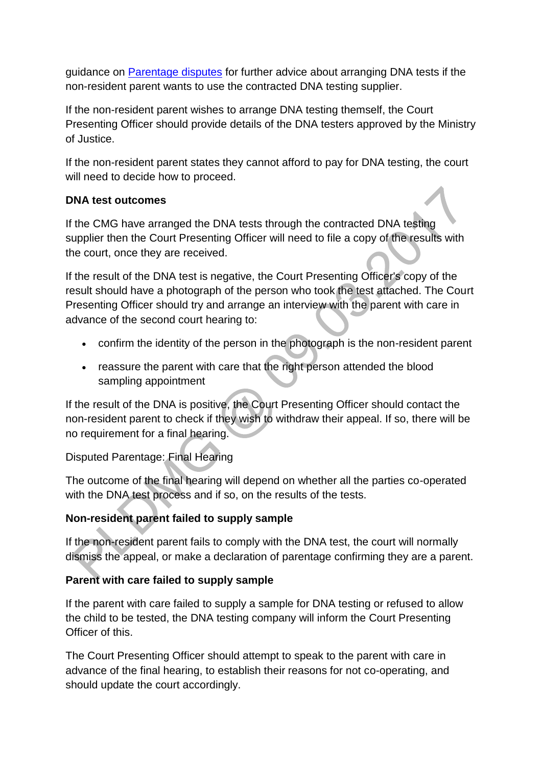guidance on [Parentage disputes]() for further advice about arranging DNA tests if the non-resident parent wants to use the contracted DNA testing supplier.

If the non-resident parent wishes to arrange DNA testing themself, the Court Presenting Officer should provide details of the DNA testers approved by the Ministry of Justice.

If the non-resident parent states they cannot afford to pay for DNA testing, the court will need to decide how to proceed.

**DNA test outcomes**

If the CMG have arranged the DNA tests through the contracted DNA testing supplier then the Court Presenting Officer will need to file a copy of the results with the court, once they are received.

If the result of the DNA test is negative, the Court Presenting Officer's copy of the result should have a photograph of the person who took the test attached. The Court Presenting Officer should try and arrange an interview with the parent with care in advance of the second court hearing to:

- confirm the identity of the person in the photograph is the non-resident parent
- reassure the parent with care that the right person attended the blood sampling appointment

If the result of the DNA is positive, the Court Presenting Officer should contact the non-resident parent to check if they wish to withdraw their appeal. If so, there will be no requirement for a final hearing.

Disputed Parentage: Final Hearing

The outcome of the final hearing will depend on whether all the parties co-operated with the DNA test process and if so, on the results of the tests.

**Non-resident parent failed to supply sample**

If the non-resident parent fails to comply with the DNA test, the court will normally dismiss the appeal, or make a declaration of parentage confirming they are a parent.

**Parent with care failed to supply sample**

If the parent with care failed to supply a sample for DNA testing or refused to allow the child to be tested, the DNA testing company will inform the Court Presenting Officer of this.

The Court Presenting Officer should attempt to speak to the parent with care in advance of the final hearing, to establish their reasons for not co-operating, and should update the court accordingly.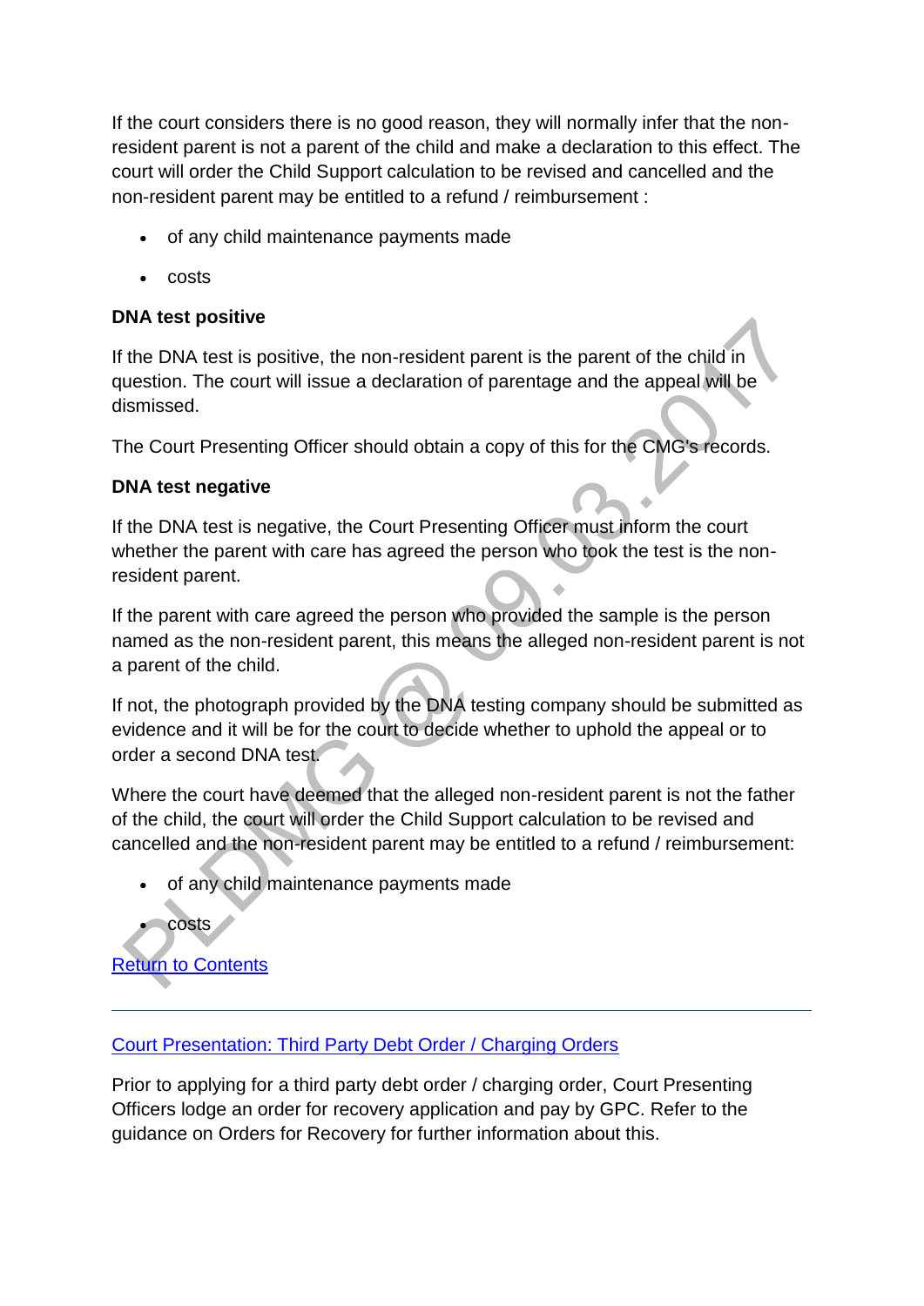If the court considers there is no good reason, they will normally infer that the non-resident parent is not a parent of the child and make a declaration to this effect. The court will order the Child Support calculation to be revised and cancelled and the non-resident parent may be entitled to a refund / reimbursement :

- of any child maintenance payments made
- costs

**DNA test positive**

If the DNA test is positive, the non-resident parent is the parent of the child in question. The court will issue a declaration of parentage and the appeal will be dismissed.

The Court Presenting Officer should obtain a copy of this for the CMG's records.

**DNA test negative**

If the DNA test is negative, the Court Presenting Officer must inform the court whether the parent with care has agreed the person who took the test is the non-resident parent.

If the parent with care agreed the person who provided the sample is the person named as the non-resident parent, this means the alleged non-resident parent is not a parent of the child.

If not, the photograph provided by the DNA testing company should be submitted as evidence and it will be for the court to decide whether to uphold the appeal or to order a second DNA test.

Where the court have deemed that the alleged non-resident parent is not the father of the child, the court will order the Child Support calculation to be revised and cancelled and the non-resident parent may be entitled to a refund / reimbursement:

- of any child maintenance payments made
- costs

Return to Contents

---

## Court Presentation: Third Party Debt Order / Charging Orders

Prior to applying for a third party debt order / charging order, Court Presenting Officers lodge an order for recovery application and pay by GPC. Refer to the guidance on Orders for Recovery for further information about this.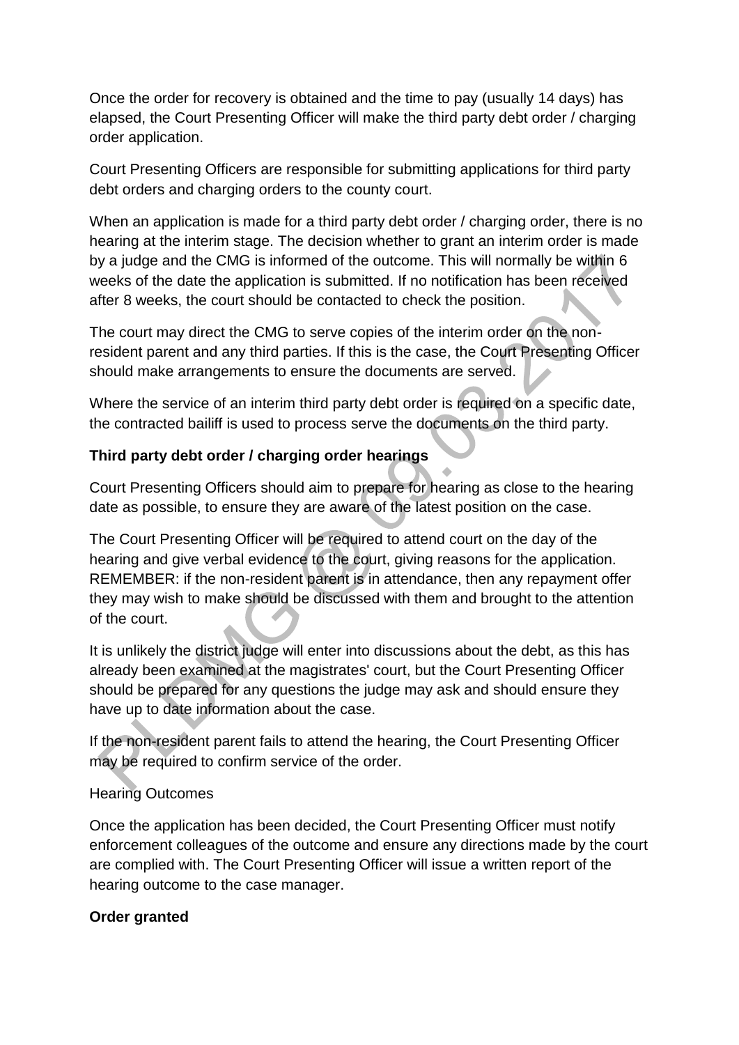Once the order for recovery is obtained and the time to pay (usually 14 days) has elapsed, the Court Presenting Officer will make the third party debt order / charging order application.

Court Presenting Officers are responsible for submitting applications for third party debt orders and charging orders to the county court.

When an application is made for a third party debt order / charging order, there is no hearing at the interim stage. The decision whether to grant an interim order is made by a judge and the CMG is informed of the outcome. This will normally be within 6 weeks of the date the application is submitted. If no notification has been received after 8 weeks, the court should be contacted to check the position.

The court may direct the CMG to serve copies of the interim order on the non-resident parent and any third parties. If this is the case, the Court Presenting Officer should make arrangements to ensure the documents are served.

Where the service of an interim third party debt order is required on a specific date, the contracted bailiff is used to process serve the documents on the third party.

**Third party debt order / charging order hearings**

Court Presenting Officers should aim to prepare for hearing as close to the hearing date as possible, to ensure they are aware of the latest position on the case.

The Court Presenting Officer will be required to attend court on the day of the hearing and give verbal evidence to the court, giving reasons for the application. REMEMBER: if the non-resident parent is in attendance, then any repayment offer they may wish to make should be discussed with them and brought to the attention of the court.

It is unlikely the district judge will enter into discussions about the debt, as this has already been examined at the magistrates' court, but the Court Presenting Officer should be prepared for any questions the judge may ask and should ensure they have up to date information about the case.

If the non-resident parent fails to attend the hearing, the Court Presenting Officer may be required to confirm service of the order.

Hearing Outcomes

Once the application has been decided, the Court Presenting Officer must notify enforcement colleagues of the outcome and ensure any directions made by the court are complied with. The Court Presenting Officer will issue a written report of the hearing outcome to the case manager.

**Order granted**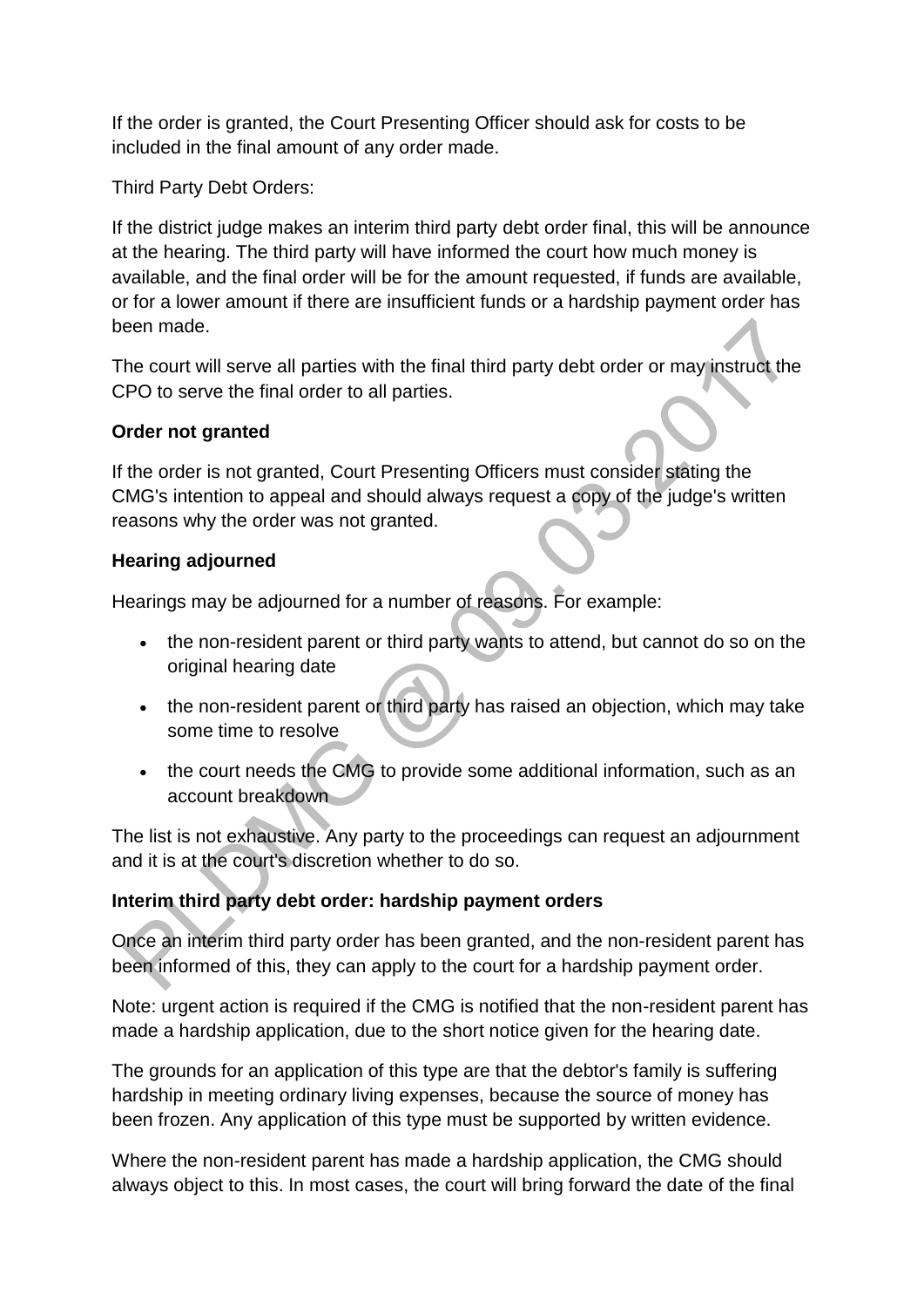If the order is granted, the Court Presenting Officer should ask for costs to be included in the final amount of any order made.

Third Party Debt Orders:

If the district judge makes an interim third party debt order final, this will be announce at the hearing. The third party will have informed the court how much money is available, and the final order will be for the amount requested, if funds are available, or for a lower amount if there are insufficient funds or a hardship payment order has been made.

The court will serve all parties with the final third party debt order or may instruct the CPO to serve the final order to all parties.

**Order not granted**

If the order is not granted, Court Presenting Officers must consider stating the CMG's intention to appeal and should always request a copy of the judge's written reasons why the order was not granted.

**Hearing adjourned**

Hearings may be adjourned for a number of reasons. For example:

- the non-resident parent or third party wants to attend, but cannot do so on the original hearing date
- the non-resident parent or third party has raised an objection, which may take some time to resolve
- the court needs the CMG to provide some additional information, such as an account breakdown

The list is not exhaustive. Any party to the proceedings can request an adjournment and it is at the court's discretion whether to do so.

**Interim third party debt order: hardship payment orders**

Once an interim third party order has been granted, and the non-resident parent has been informed of this, they can apply to the court for a hardship payment order.

Note: urgent action is required if the CMG is notified that the non-resident parent has made a hardship application, due to the short notice given for the hearing date.

The grounds for an application of this type are that the debtor's family is suffering hardship in meeting ordinary living expenses, because the source of money has been frozen. Any application of this type must be supported by written evidence.

Where the non-resident parent has made a hardship application, the CMG should always object to this. In most cases, the court will bring forward the date of the final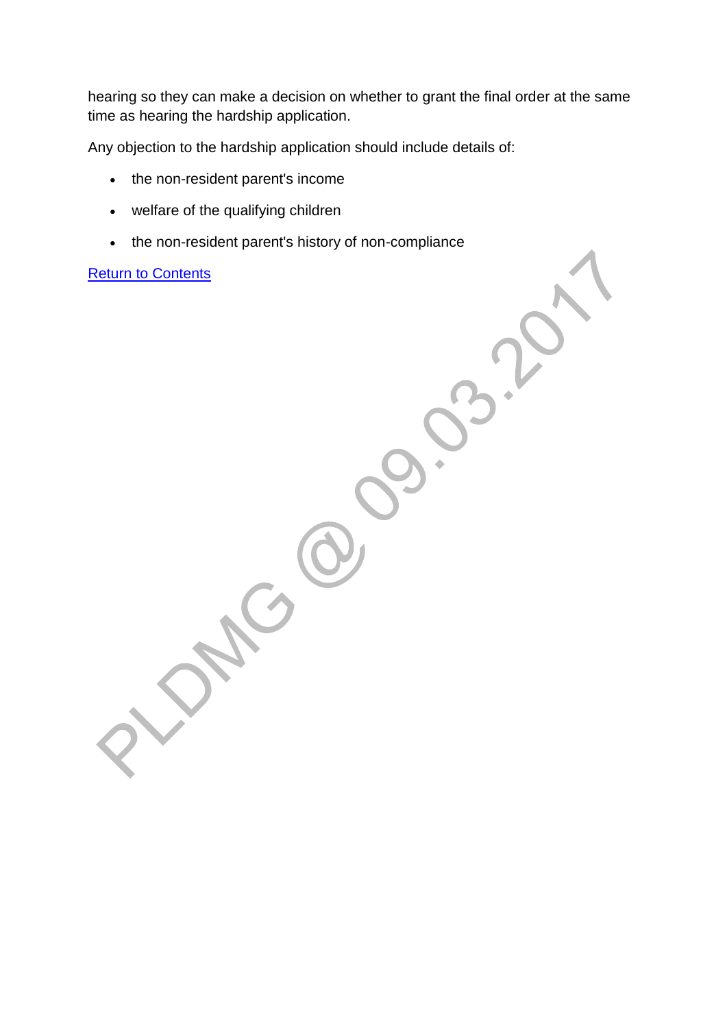hearing so they can make a decision on whether to grant the final order at the same time as hearing the hardship application.

Any objection to the hardship application should include details of:

- the non-resident parent's income
- welfare of the qualifying children
- the non-resident parent's history of non-compliance

[Return to Contents]